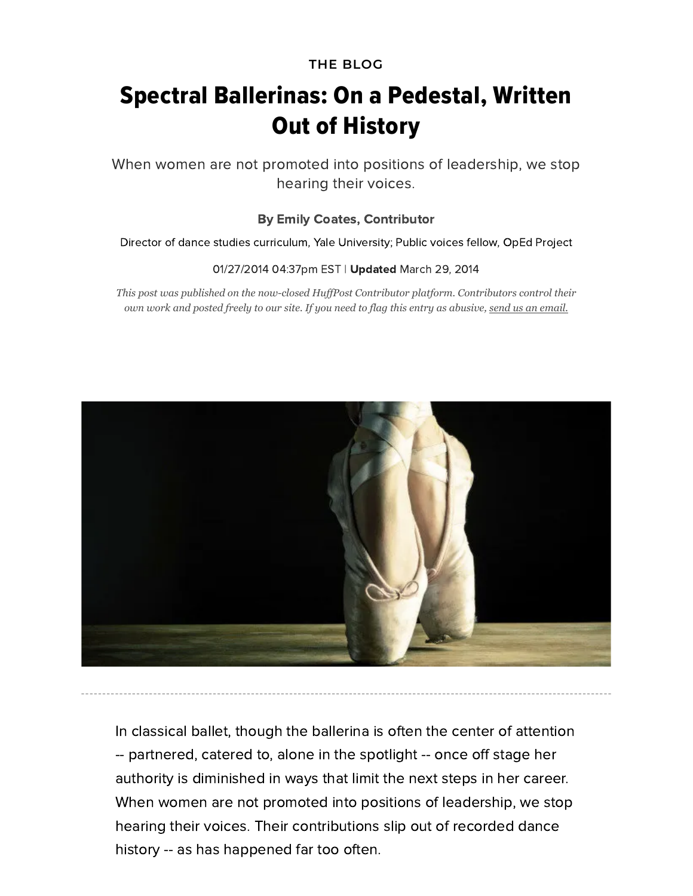THE BLOG

# Spectral Ballerinas: On a Pedestal, Written Out of History

When women are not promoted into positions of leadership, we stop hearing their voices.

**By Emily Coates, Contributor**

Director of dance studies curriculum, Yale University; Public voices fellow, OpEd Project

01/27/2014 04:37pm EST | **Updated** March 29, 2014

*This post was published on the now-closed HuffPost Contributor platform. Contributors control their own work and posted freely to our site. If you need to flag this entry as abusive, send us an email.*

---

In classical ballet, though the ballerina is often the center of attention -- partnered, catered to, alone in the spotlight -- once off stage her authority is diminished in ways that limit the next steps in her career. When women are not promoted into positions of leadership, we stop hearing their voices. Their contributions slip out of recorded dance history -- as has happened far too often.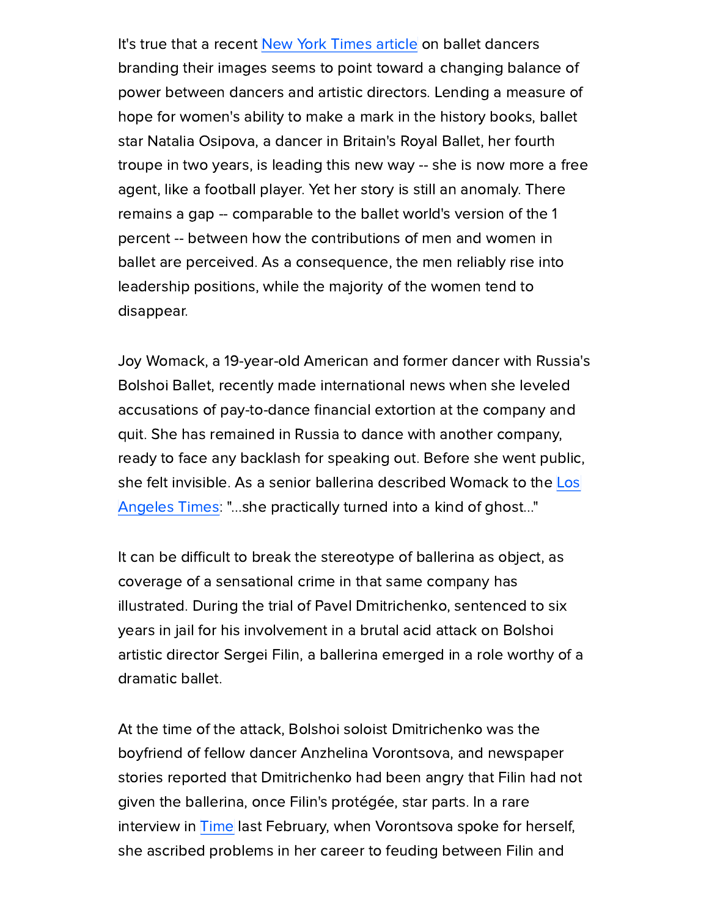It's true that a recent [New York Times article](#) on ballet dancers branding their images seems to point toward a changing balance of power between dancers and artistic directors. Lending a measure of hope for women's ability to make a mark in the history books, ballet star Natalia Osipova, a dancer in Britain's Royal Ballet, her fourth troupe in two years, is leading this new way -- she is now more a free agent, like a football player. Yet her story is still an anomaly. There remains a gap -- comparable to the ballet world's version of the 1 percent -- between how the contributions of men and women in ballet are perceived. As a consequence, the men reliably rise into leadership positions, while the majority of the women tend to disappear.

Joy Womack, a 19-year-old American and former dancer with Russia's Bolshoi Ballet, recently made international news when she leveled accusations of pay-to-dance financial extortion at the company and quit. She has remained in Russia to dance with another company, ready to face any backlash for speaking out. Before she went public, she felt invisible. As a senior ballerina described Womack to the [Los Angeles Times](#): "...she practically turned into a kind of ghost..."

It can be difficult to break the stereotype of ballerina as object, as coverage of a sensational crime in that same company has illustrated. During the trial of Pavel Dmitrichenko, sentenced to six years in jail for his involvement in a brutal acid attack on Bolshoi artistic director Sergei Filin, a ballerina emerged in a role worthy of a dramatic ballet.

At the time of the attack, Bolshoi soloist Dmitrichenko was the boyfriend of fellow dancer Anzhelina Vorontsova, and newspaper stories reported that Dmitrichenko had been angry that Filin had not given the ballerina, once Filin's protégée, star parts. In a rare interview in [Time](#) last February, when Vorontsova spoke for herself, she ascribed problems in her career to feuding between Filin and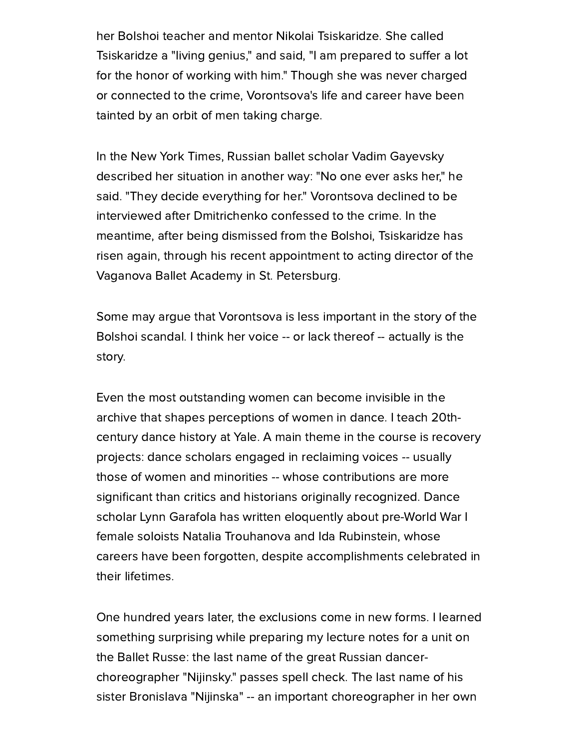her Bolshoi teacher and mentor Nikolai Tsiskaridze. She called Tsiskaridze a "living genius," and said, "I am prepared to suffer a lot for the honor of working with him." Though she was never charged or connected to the crime, Vorontsova's life and career have been tainted by an orbit of men taking charge.

In the New York Times, Russian ballet scholar Vadim Gayevsky described her situation in another way: "No one ever asks her," he said. "They decide everything for her." Vorontsova declined to be interviewed after Dmitrichenko confessed to the crime. In the meantime, after being dismissed from the Bolshoi, Tsiskaridze has risen again, through his recent appointment to acting director of the Vaganova Ballet Academy in St. Petersburg.

Some may argue that Vorontsova is less important in the story of the Bolshoi scandal. I think her voice -- or lack thereof -- actually is the story.

Even the most outstanding women can become invisible in the archive that shapes perceptions of women in dance. I teach 20th-century dance history at Yale. A main theme in the course is recovery projects: dance scholars engaged in reclaiming voices -- usually those of women and minorities -- whose contributions are more significant than critics and historians originally recognized. Dance scholar Lynn Garafola has written eloquently about pre-World War I female soloists Natalia Trouhanova and Ida Rubinstein, whose careers have been forgotten, despite accomplishments celebrated in their lifetimes.

One hundred years later, the exclusions come in new forms. I learned something surprising while preparing my lecture notes for a unit on the Ballet Russe: the last name of the great Russian dancer-choreographer "Nijinsky." passes spell check. The last name of his sister Bronislava "Nijinska" -- an important choreographer in her own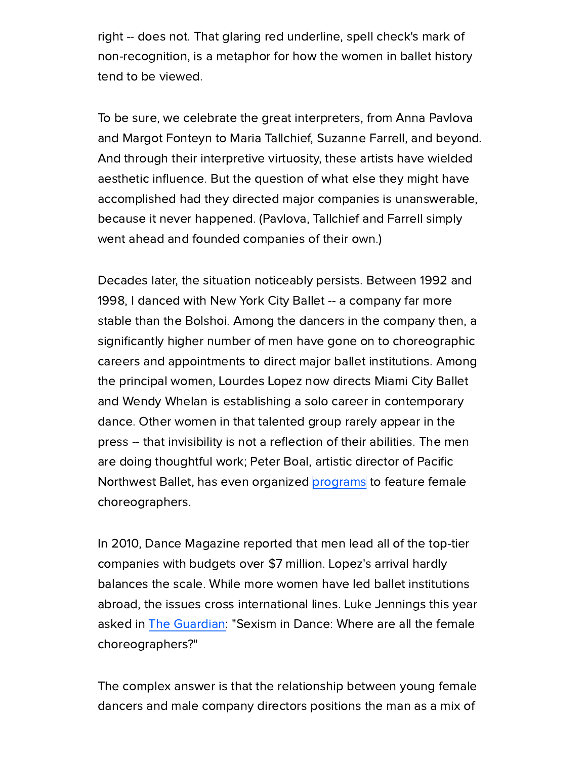right -- does not. That glaring red underline, spell check's mark of non-recognition, is a metaphor for how the women in ballet history tend to be viewed.

To be sure, we celebrate the great interpreters, from Anna Pavlova and Margot Fonteyn to Maria Tallchief, Suzanne Farrell, and beyond. And through their interpretive virtuosity, these artists have wielded aesthetic influence. But the question of what else they might have accomplished had they directed major companies is unanswerable, because it never happened. (Pavlova, Tallchief and Farrell simply went ahead and founded companies of their own.)

Decades later, the situation noticeably persists. Between 1992 and 1998, I danced with New York City Ballet -- a company far more stable than the Bolshoi. Among the dancers in the company then, a significantly higher number of men have gone on to choreographic careers and appointments to direct major ballet institutions. Among the principal women, Lourdes Lopez now directs Miami City Ballet and Wendy Whelan is establishing a solo career in contemporary dance. Other women in that talented group rarely appear in the press -- that invisibility is not a reflection of their abilities. The men are doing thoughtful work; Peter Boal, artistic director of Pacific Northwest Ballet, has even organized [programs] to feature female choreographers.

In 2010, Dance Magazine reported that men lead all of the top-tier companies with budgets over $7 million. Lopez's arrival hardly balances the scale. While more women have led ballet institutions abroad, the issues cross international lines. Luke Jennings this year asked in [The Guardian]: "Sexism in Dance: Where are all the female choreographers?"

The complex answer is that the relationship between young female dancers and male company directors positions the man as a mix of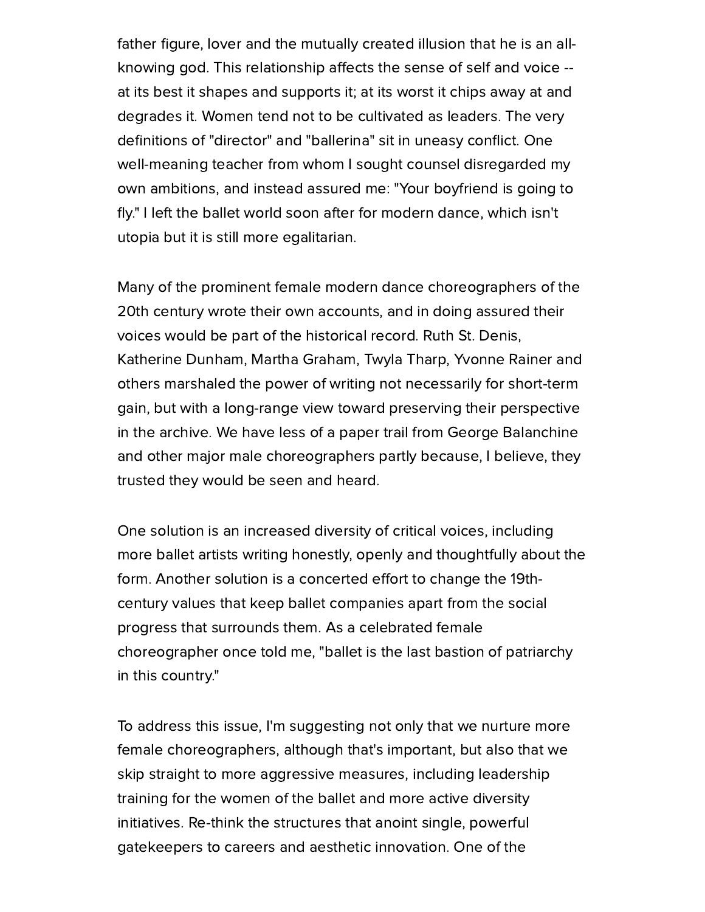father figure, lover and the mutually created illusion that he is an all-knowing god. This relationship affects the sense of self and voice -- at its best it shapes and supports it; at its worst it chips away at and degrades it. Women tend not to be cultivated as leaders. The very definitions of "director" and "ballerina" sit in uneasy conflict. One well-meaning teacher from whom I sought counsel disregarded my own ambitions, and instead assured me: "Your boyfriend is going to fly." I left the ballet world soon after for modern dance, which isn't utopia but it is still more egalitarian.

Many of the prominent female modern dance choreographers of the 20th century wrote their own accounts, and in doing assured their voices would be part of the historical record. Ruth St. Denis, Katherine Dunham, Martha Graham, Twyla Tharp, Yvonne Rainer and others marshaled the power of writing not necessarily for short-term gain, but with a long-range view toward preserving their perspective in the archive. We have less of a paper trail from George Balanchine and other major male choreographers partly because, I believe, they trusted they would be seen and heard.

One solution is an increased diversity of critical voices, including more ballet artists writing honestly, openly and thoughtfully about the form. Another solution is a concerted effort to change the 19th-century values that keep ballet companies apart from the social progress that surrounds them. As a celebrated female choreographer once told me, "ballet is the last bastion of patriarchy in this country."

To address this issue, I'm suggesting not only that we nurture more female choreographers, although that's important, but also that we skip straight to more aggressive measures, including leadership training for the women of the ballet and more active diversity initiatives. Re-think the structures that anoint single, powerful gatekeepers to careers and aesthetic innovation. One of the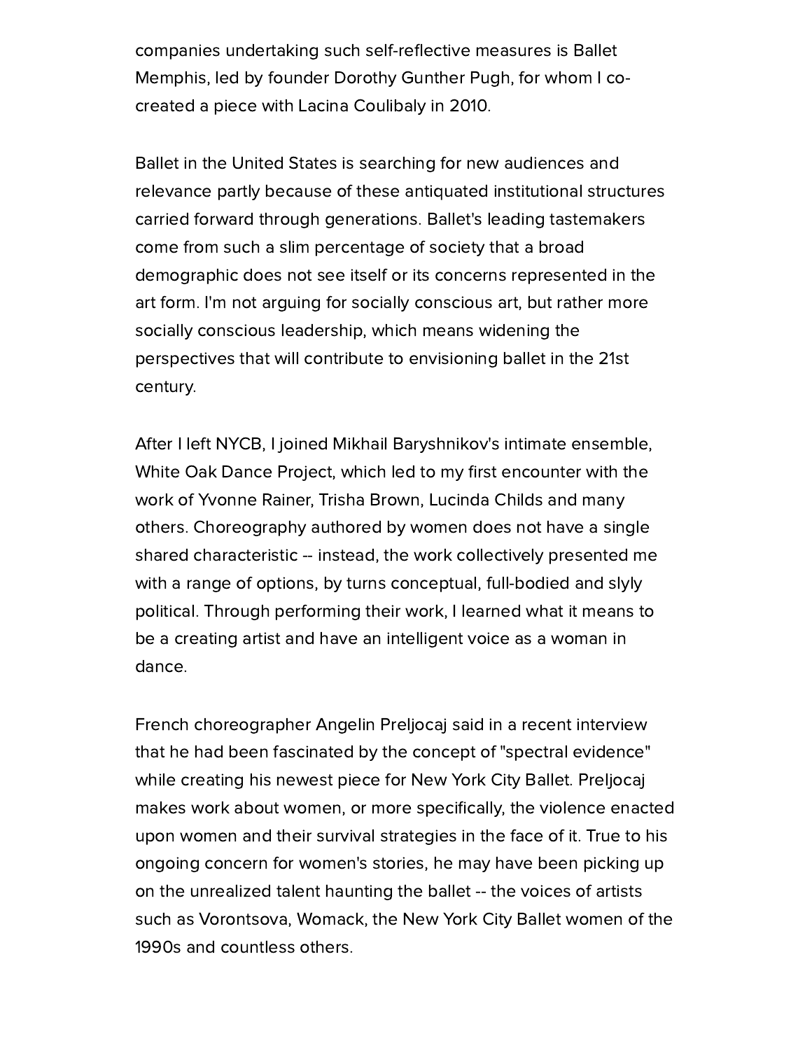companies undertaking such self-reflective measures is Ballet Memphis, led by founder Dorothy Gunther Pugh, for whom I co-created a piece with Lacina Coulibaly in 2010.

Ballet in the United States is searching for new audiences and relevance partly because of these antiquated institutional structures carried forward through generations. Ballet's leading tastemakers come from such a slim percentage of society that a broad demographic does not see itself or its concerns represented in the art form. I'm not arguing for socially conscious art, but rather more socially conscious leadership, which means widening the perspectives that will contribute to envisioning ballet in the 21st century.

After I left NYCB, I joined Mikhail Baryshnikov's intimate ensemble, White Oak Dance Project, which led to my first encounter with the work of Yvonne Rainer, Trisha Brown, Lucinda Childs and many others. Choreography authored by women does not have a single shared characteristic -- instead, the work collectively presented me with a range of options, by turns conceptual, full-bodied and slyly political. Through performing their work, I learned what it means to be a creating artist and have an intelligent voice as a woman in dance.

French choreographer Angelin Preljocaj said in a recent interview that he had been fascinated by the concept of "spectral evidence" while creating his newest piece for New York City Ballet. Preljocaj makes work about women, or more specifically, the violence enacted upon women and their survival strategies in the face of it. True to his ongoing concern for women's stories, he may have been picking up on the unrealized talent haunting the ballet -- the voices of artists such as Vorontsova, Womack, the New York City Ballet women of the 1990s and countless others.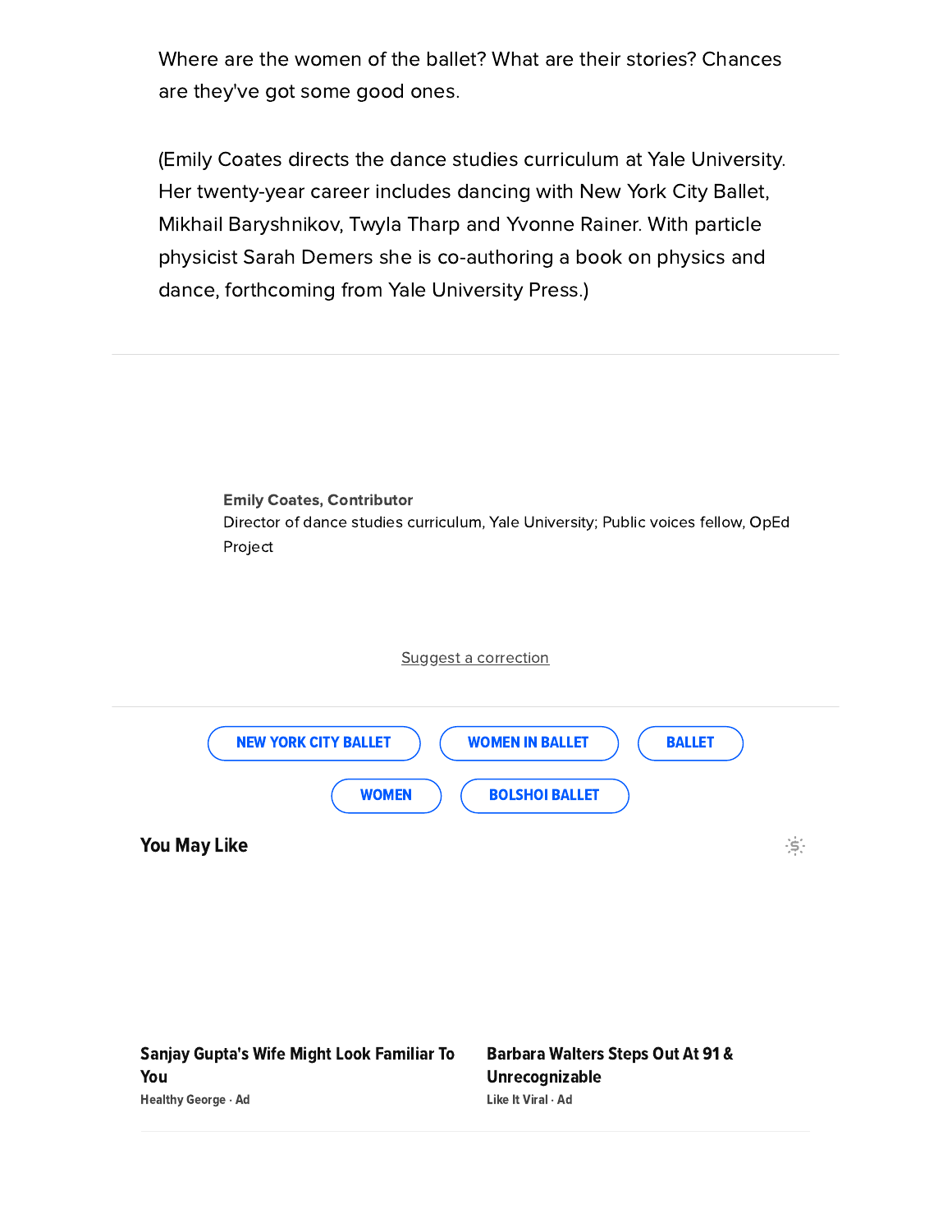Where are the women of the ballet? What are their stories? Chances are they've got some good ones.

(Emily Coates directs the dance studies curriculum at Yale University. Her twenty-year career includes dancing with New York City Ballet, Mikhail Baryshnikov, Twyla Tharp and Yvonne Rainer. With particle physicist Sarah Demers she is co-authoring a book on physics and dance, forthcoming from Yale University Press.)

---

**Emily Coates, Contributor**
Director of dance studies curriculum, Yale University; Public voices fellow, OpEd Project

Suggest a correction

NEW YORK CITY BALLET | WOMEN IN BALLET | BALLET | WOMEN | BOLSHOI BALLET

## You May Like

**Sanjay Gupta's Wife Might Look Familiar To You**
Healthy George · Ad

**Barbara Walters Steps Out At 91 & Unrecognizable**
Like It Viral · Ad